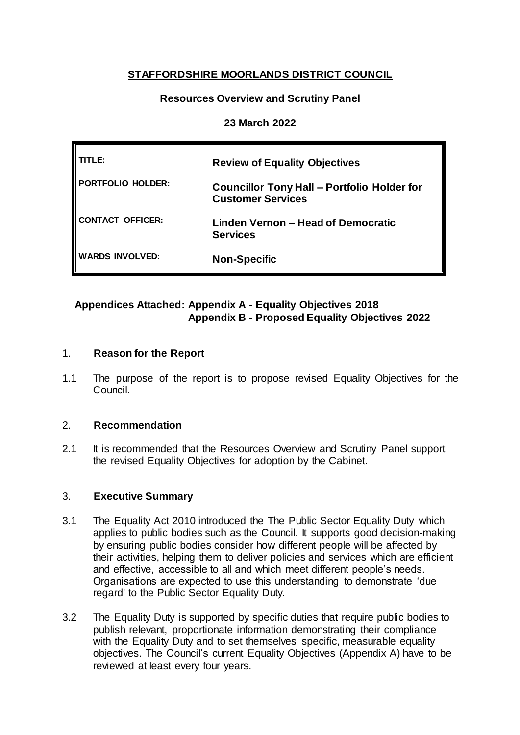# STAFFORDSHIRE MOORLANDS DISTRICT COUNCIL

**Resources Overview and Scrutiny Panel**

**23 March 2022**

| | |
|---|---|
| **TITLE:** | **Review of Equality Objectives** |
| **PORTFOLIO HOLDER:** | **Councillor Tony Hall – Portfolio Holder for Customer Services** |
| **CONTACT OFFICER:** | **Linden Vernon – Head of Democratic Services** |
| **WARDS INVOLVED:** | **Non-Specific** |

**Appendices Attached: Appendix A - Equality Objectives 2018**
**Appendix B - Proposed Equality Objectives 2022**

## 1. Reason for the Report

1.1 The purpose of the report is to propose revised Equality Objectives for the Council.

## 2. Recommendation

2.1 It is recommended that the Resources Overview and Scrutiny Panel support the revised Equality Objectives for adoption by the Cabinet.

## 3. Executive Summary

3.1 The Equality Act 2010 introduced the The Public Sector Equality Duty which applies to public bodies such as the Council. It supports good decision-making by ensuring public bodies consider how different people will be affected by their activities, helping them to deliver policies and services which are efficient and effective, accessible to all and which meet different people's needs. Organisations are expected to use this understanding to demonstrate 'due regard' to the Public Sector Equality Duty.

3.2 The Equality Duty is supported by specific duties that require public bodies to publish relevant, proportionate information demonstrating their compliance with the Equality Duty and to set themselves specific, measurable equality objectives. The Council's current Equality Objectives (Appendix A) have to be reviewed at least every four years.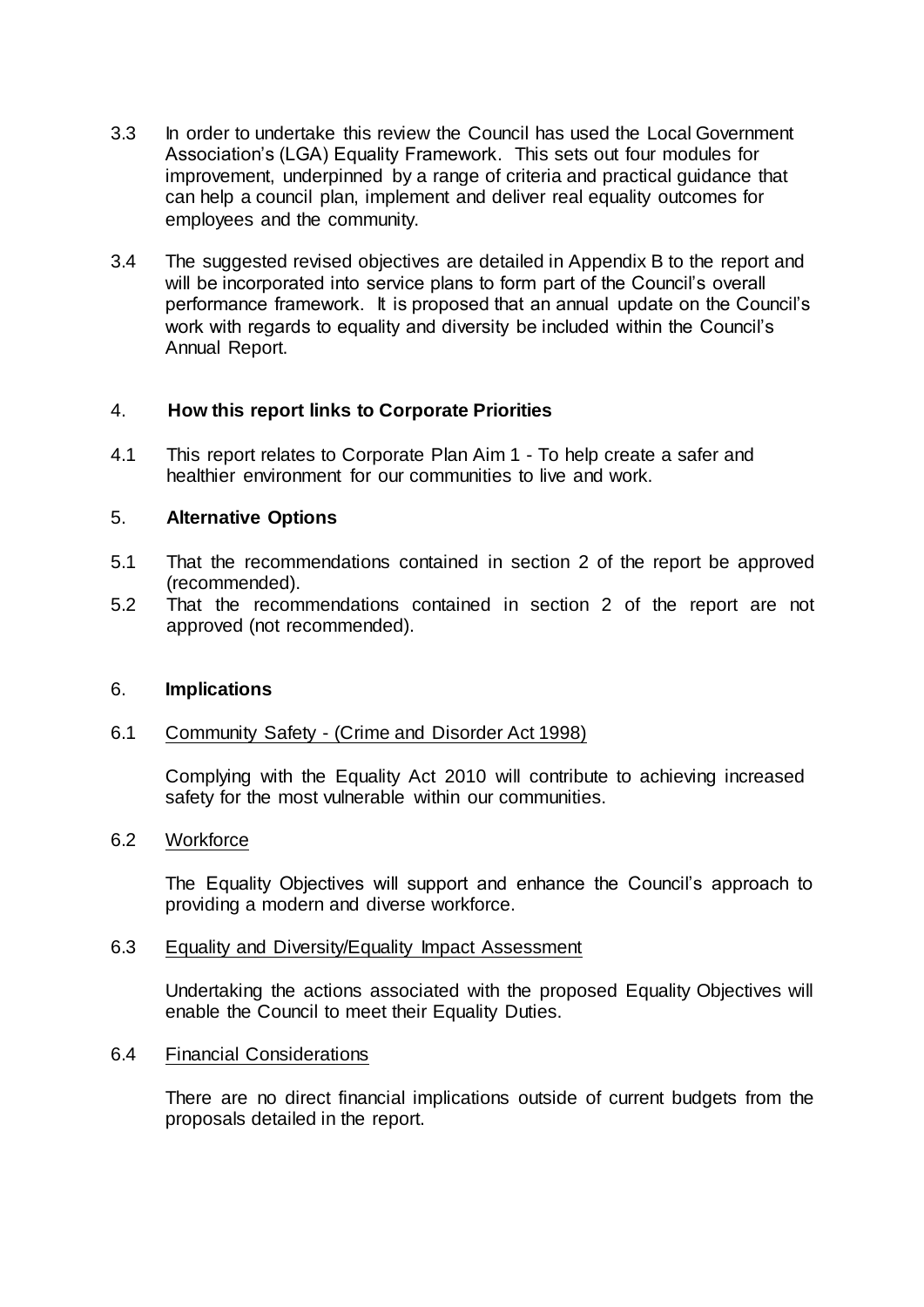3.3 In order to undertake this review the Council has used the Local Government Association's (LGA) Equality Framework. This sets out four modules for improvement, underpinned by a range of criteria and practical guidance that can help a council plan, implement and deliver real equality outcomes for employees and the community.

3.4 The suggested revised objectives are detailed in Appendix B to the report and will be incorporated into service plans to form part of the Council's overall performance framework. It is proposed that an annual update on the Council's work with regards to equality and diversity be included within the Council's Annual Report.

## 4. How this report links to Corporate Priorities

4.1 This report relates to Corporate Plan Aim 1 - To help create a safer and healthier environment for our communities to live and work.

## 5. Alternative Options

5.1 That the recommendations contained in section 2 of the report be approved (recommended).

5.2 That the recommendations contained in section 2 of the report are not approved (not recommended).

## 6. Implications

6.1 Community Safety - (Crime and Disorder Act 1998)

Complying with the Equality Act 2010 will contribute to achieving increased safety for the most vulnerable within our communities.

6.2 Workforce

The Equality Objectives will support and enhance the Council's approach to providing a modern and diverse workforce.

6.3 Equality and Diversity/Equality Impact Assessment

Undertaking the actions associated with the proposed Equality Objectives will enable the Council to meet their Equality Duties.

6.4 Financial Considerations

There are no direct financial implications outside of current budgets from the proposals detailed in the report.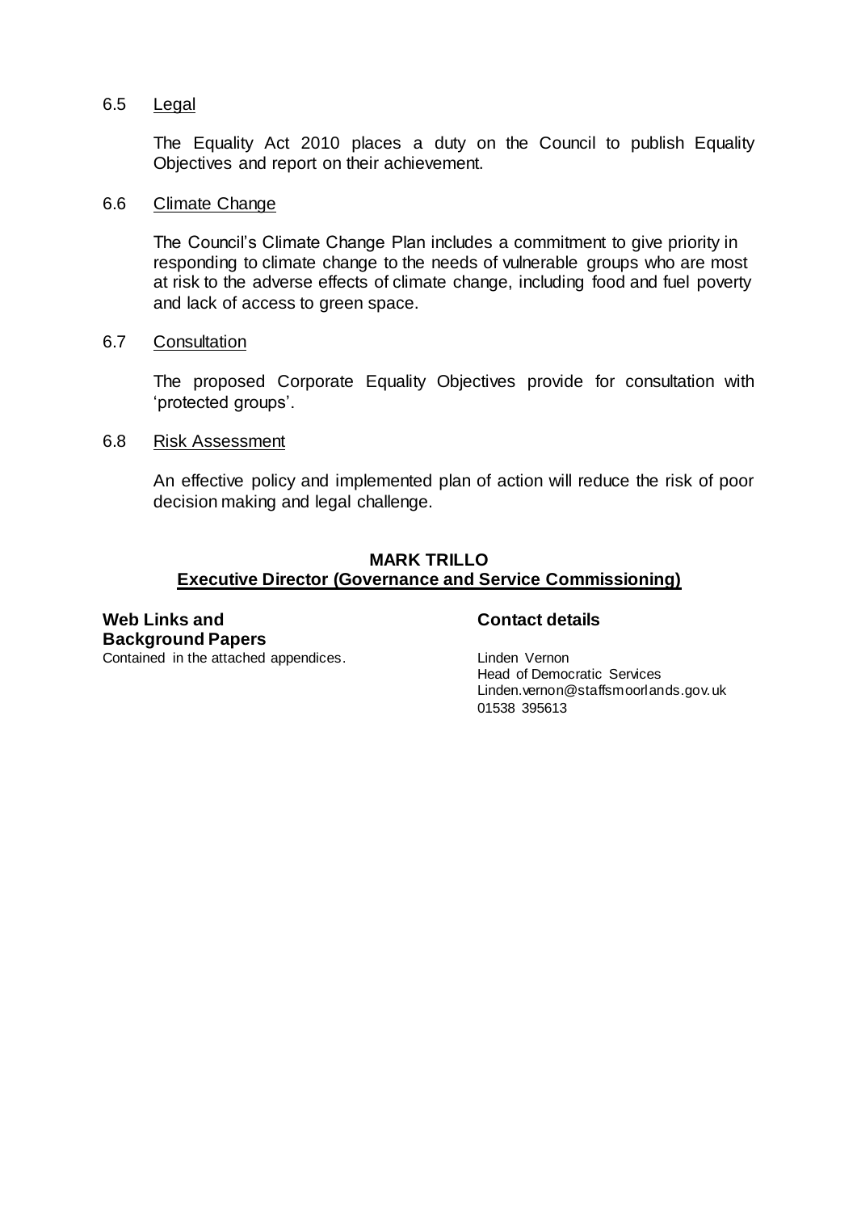6.5 Legal

The Equality Act 2010 places a duty on the Council to publish Equality Objectives and report on their achievement.

6.6 Climate Change

The Council's Climate Change Plan includes a commitment to give priority in responding to climate change to the needs of vulnerable groups who are most at risk to the adverse effects of climate change, including food and fuel poverty and lack of access to green space.

6.7 Consultation

The proposed Corporate Equality Objectives provide for consultation with 'protected groups'.

6.8 Risk Assessment

An effective policy and implemented plan of action will reduce the risk of poor decision making and legal challenge.

**MARK TRILLO**
**Executive Director (Governance and Service Commissioning)**

**Web Links and Background Papers**
Contained in the attached appendices.

**Contact details**
Linden Vernon
Head of Democratic Services
Linden.vernon@staffsmoorlands.gov.uk
01538 395613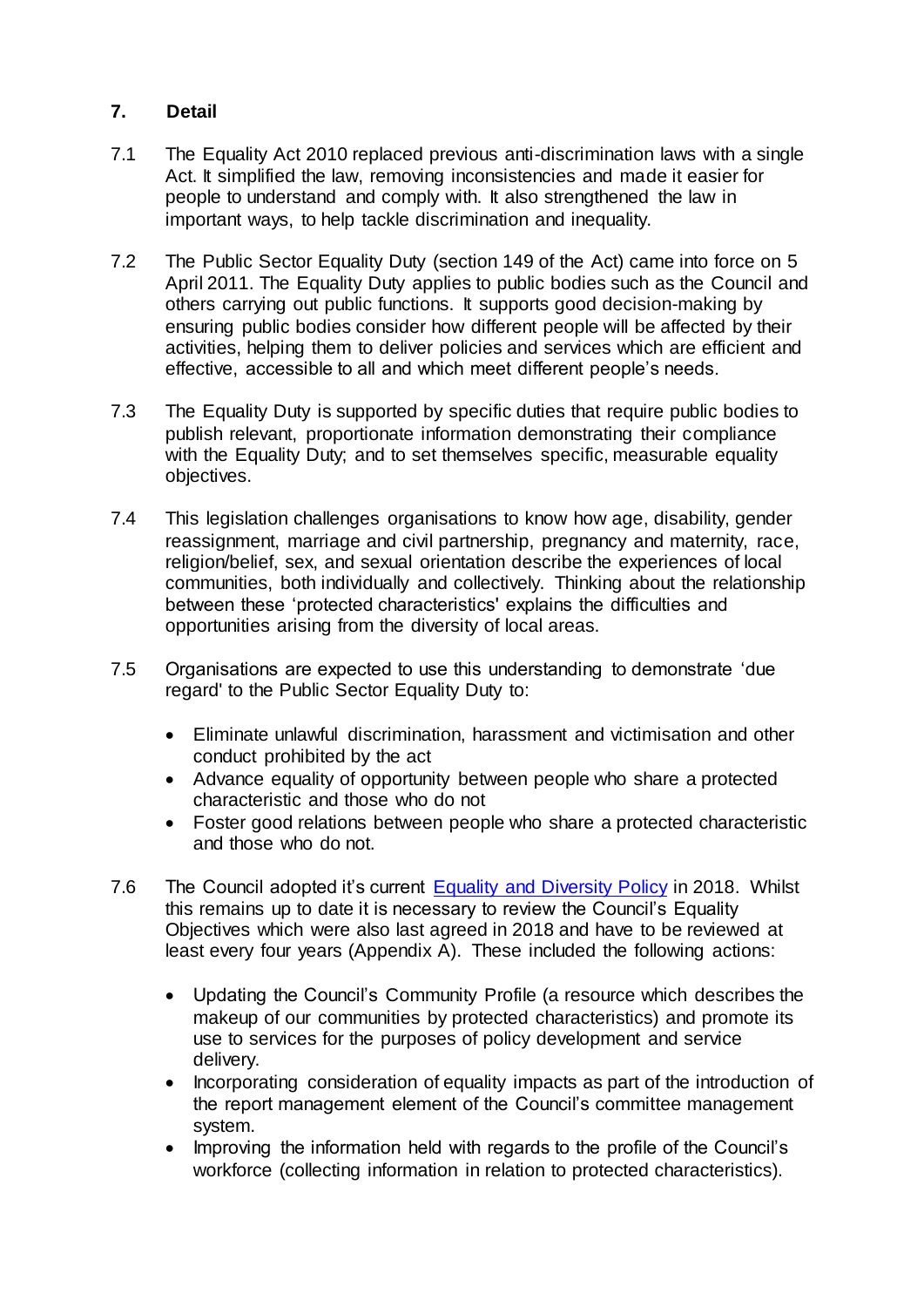## 7. Detail

7.1 The Equality Act 2010 replaced previous anti-discrimination laws with a single Act. It simplified the law, removing inconsistencies and made it easier for people to understand and comply with. It also strengthened the law in important ways, to help tackle discrimination and inequality.

7.2 The Public Sector Equality Duty (section 149 of the Act) came into force on 5 April 2011. The Equality Duty applies to public bodies such as the Council and others carrying out public functions. It supports good decision-making by ensuring public bodies consider how different people will be affected by their activities, helping them to deliver policies and services which are efficient and effective, accessible to all and which meet different people's needs.

7.3 The Equality Duty is supported by specific duties that require public bodies to publish relevant, proportionate information demonstrating their compliance with the Equality Duty; and to set themselves specific, measurable equality objectives.

7.4 This legislation challenges organisations to know how age, disability, gender reassignment, marriage and civil partnership, pregnancy and maternity, race, religion/belief, sex, and sexual orientation describe the experiences of local communities, both individually and collectively. Thinking about the relationship between these 'protected characteristics' explains the difficulties and opportunities arising from the diversity of local areas.

7.5 Organisations are expected to use this understanding to demonstrate 'due regard' to the Public Sector Equality Duty to:

- Eliminate unlawful discrimination, harassment and victimisation and other conduct prohibited by the act
- Advance equality of opportunity between people who share a protected characteristic and those who do not
- Foster good relations between people who share a protected characteristic and those who do not.

7.6 The Council adopted it's current Equality and Diversity Policy in 2018. Whilst this remains up to date it is necessary to review the Council's Equality Objectives which were also last agreed in 2018 and have to be reviewed at least every four years (Appendix A). These included the following actions:

- Updating the Council's Community Profile (a resource which describes the makeup of our communities by protected characteristics) and promote its use to services for the purposes of policy development and service delivery.
- Incorporating consideration of equality impacts as part of the introduction of the report management element of the Council's committee management system.
- Improving the information held with regards to the profile of the Council's workforce (collecting information in relation to protected characteristics).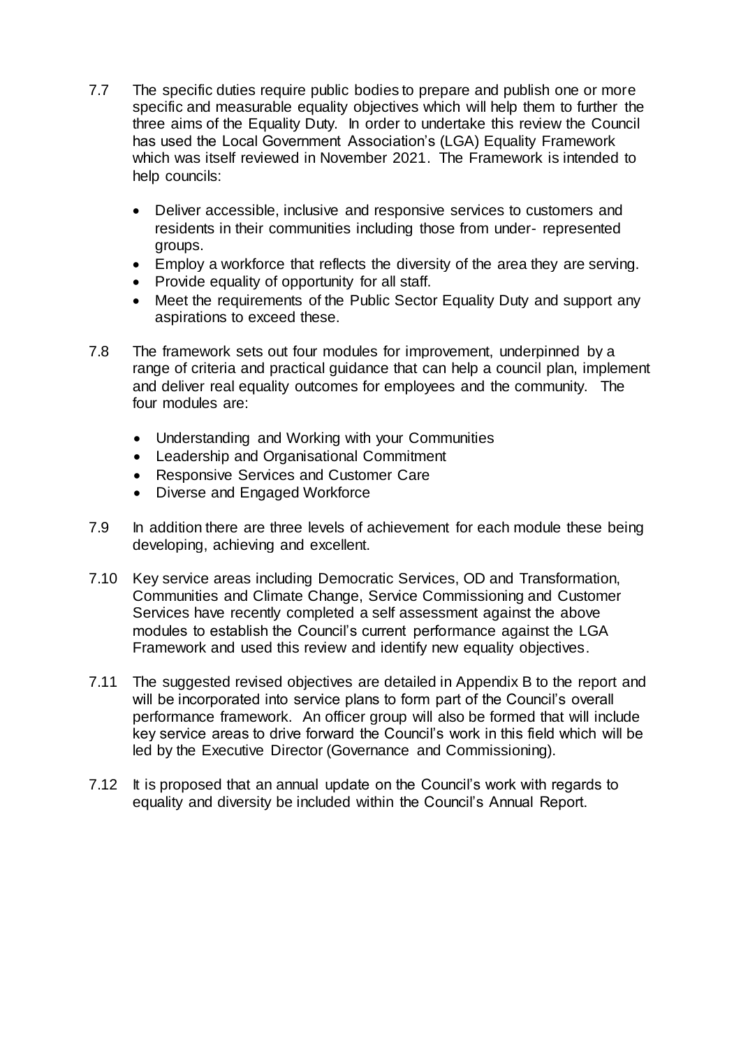7.7 The specific duties require public bodies to prepare and publish one or more specific and measurable equality objectives which will help them to further the three aims of the Equality Duty. In order to undertake this review the Council has used the Local Government Association's (LGA) Equality Framework which was itself reviewed in November 2021. The Framework is intended to help councils:

- Deliver accessible, inclusive and responsive services to customers and residents in their communities including those from under- represented groups.
- Employ a workforce that reflects the diversity of the area they are serving.
- Provide equality of opportunity for all staff.
- Meet the requirements of the Public Sector Equality Duty and support any aspirations to exceed these.

7.8 The framework sets out four modules for improvement, underpinned by a range of criteria and practical guidance that can help a council plan, implement and deliver real equality outcomes for employees and the community. The four modules are:

- Understanding and Working with your Communities
- Leadership and Organisational Commitment
- Responsive Services and Customer Care
- Diverse and Engaged Workforce

7.9 In addition there are three levels of achievement for each module these being developing, achieving and excellent.

7.10 Key service areas including Democratic Services, OD and Transformation, Communities and Climate Change, Service Commissioning and Customer Services have recently completed a self assessment against the above modules to establish the Council's current performance against the LGA Framework and used this review and identify new equality objectives.

7.11 The suggested revised objectives are detailed in Appendix B to the report and will be incorporated into service plans to form part of the Council's overall performance framework. An officer group will also be formed that will include key service areas to drive forward the Council's work in this field which will be led by the Executive Director (Governance and Commissioning).

7.12 It is proposed that an annual update on the Council's work with regards to equality and diversity be included within the Council's Annual Report.